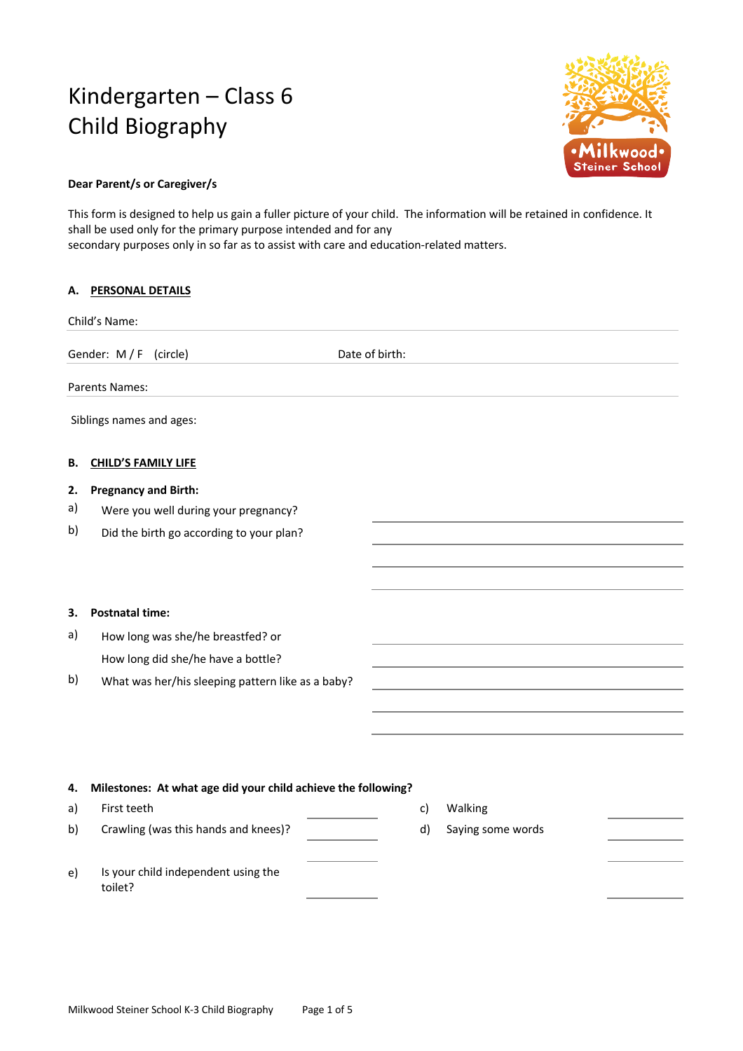# Kindergarten – Class 6
# Child Biography

**Dear Parent/s or Caregiver/s**

This form is designed to help us gain a fuller picture of your child. The information will be retained in confidence. It shall be used only for the primary purpose intended and for any secondary purposes only in so far as to assist with care and education-related matters.

**A. PERSONAL DETAILS**

Child's Name:

Gender: M / F (circle) Date of birth:

Parents Names:

Siblings names and ages:

**B. CHILD'S FAMILY LIFE**

**2. Pregnancy and Birth:**

a) Were you well during your pregnancy? ______________________

b) Did the birth go according to your plan? ______________________

______________________

______________________

**3. Postnatal time:**

a) How long was she/he breastfed? or ______________________

How long did she/he have a bottle? ______________________

b) What was her/his sleeping pattern like as a baby? ______________________

______________________

______________________

**4. Milestones: At what age did your child achieve the following?**

a) First teeth __________

b) Crawling (was this hands and knees)? __________

__________

c) Walking __________

d) Saying some words __________

__________

e) Is your child independent using the toilet? __________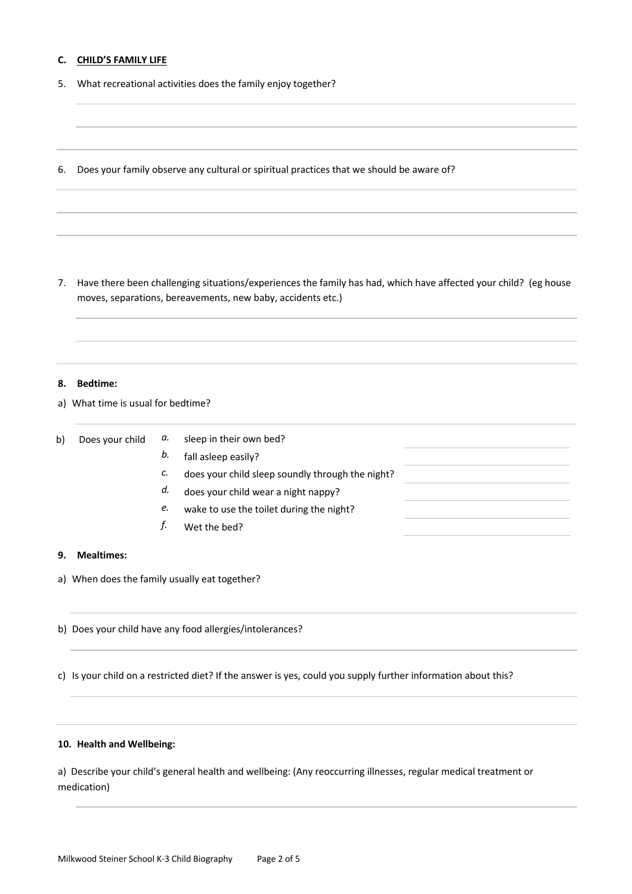### C. **CHILD'S FAMILY LIFE**

5. What recreational activities does the family enjoy together?

6. Does your family observe any cultural or spiritual practices that we should be aware of?

7. Have there been challenging situations/experiences the family has had, which have affected your child? (eg house moves, separations, bereavements, new baby, accidents etc.)

**8. Bedtime:**

a) What time is usual for bedtime?

b) Does your child

   *a.* sleep in their own bed?

   *b.* fall asleep easily?

   *c.* does your child sleep soundly through the night?

   *d.* does your child wear a night nappy?

   *e.* wake to use the toilet during the night?

   *f.* Wet the bed?

**9. Mealtimes:**

a) When does the family usually eat together?

b) Does your child have any food allergies/intolerances?

c) Is your child on a restricted diet? If the answer is yes, could you supply further information about this?

**10. Health and Wellbeing:**

a) Describe your child's general health and wellbeing: (Any reoccurring illnesses, regular medical treatment or medication)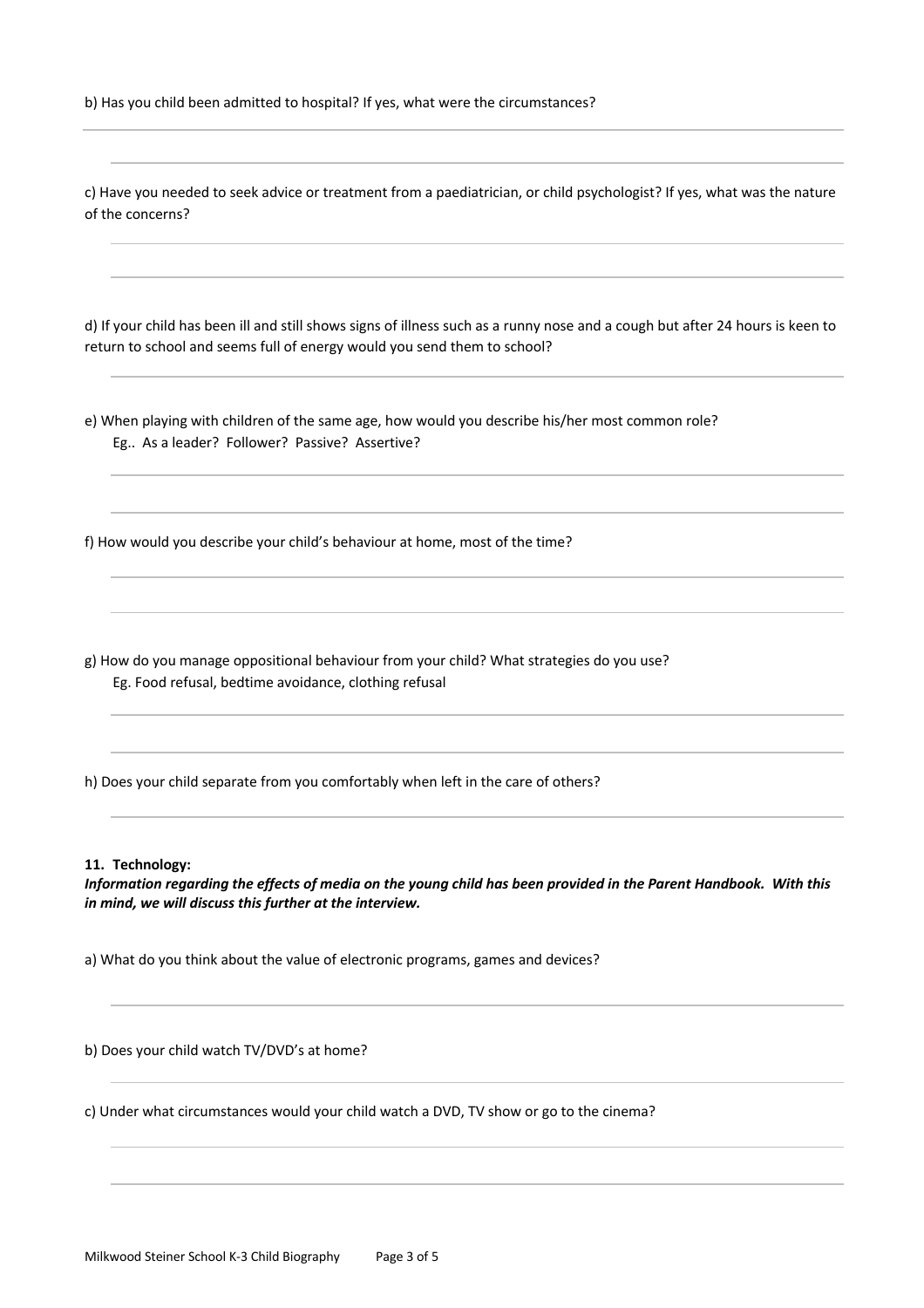b) Has you child been admitted to hospital? If yes, what were the circumstances?

c) Have you needed to seek advice or treatment from a paediatrician, or child psychologist? If yes, what was the nature of the concerns?

d) If your child has been ill and still shows signs of illness such as a runny nose and a cough but after 24 hours is keen to return to school and seems full of energy would you send them to school?

e) When playing with children of the same age, how would you describe his/her most common role?
Eg.. As a leader? Follower? Passive? Assertive?

f) How would you describe your child's behaviour at home, most of the time?

g) How do you manage oppositional behaviour from your child? What strategies do you use?
Eg. Food refusal, bedtime avoidance, clothing refusal

h) Does your child separate from you comfortably when left in the care of others?

**11. Technology:**

***Information regarding the effects of media on the young child has been provided in the Parent Handbook. With this in mind, we will discuss this further at the interview.***

a) What do you think about the value of electronic programs, games and devices?

b) Does your child watch TV/DVD's at home?

c) Under what circumstances would your child watch a DVD, TV show or go to the cinema?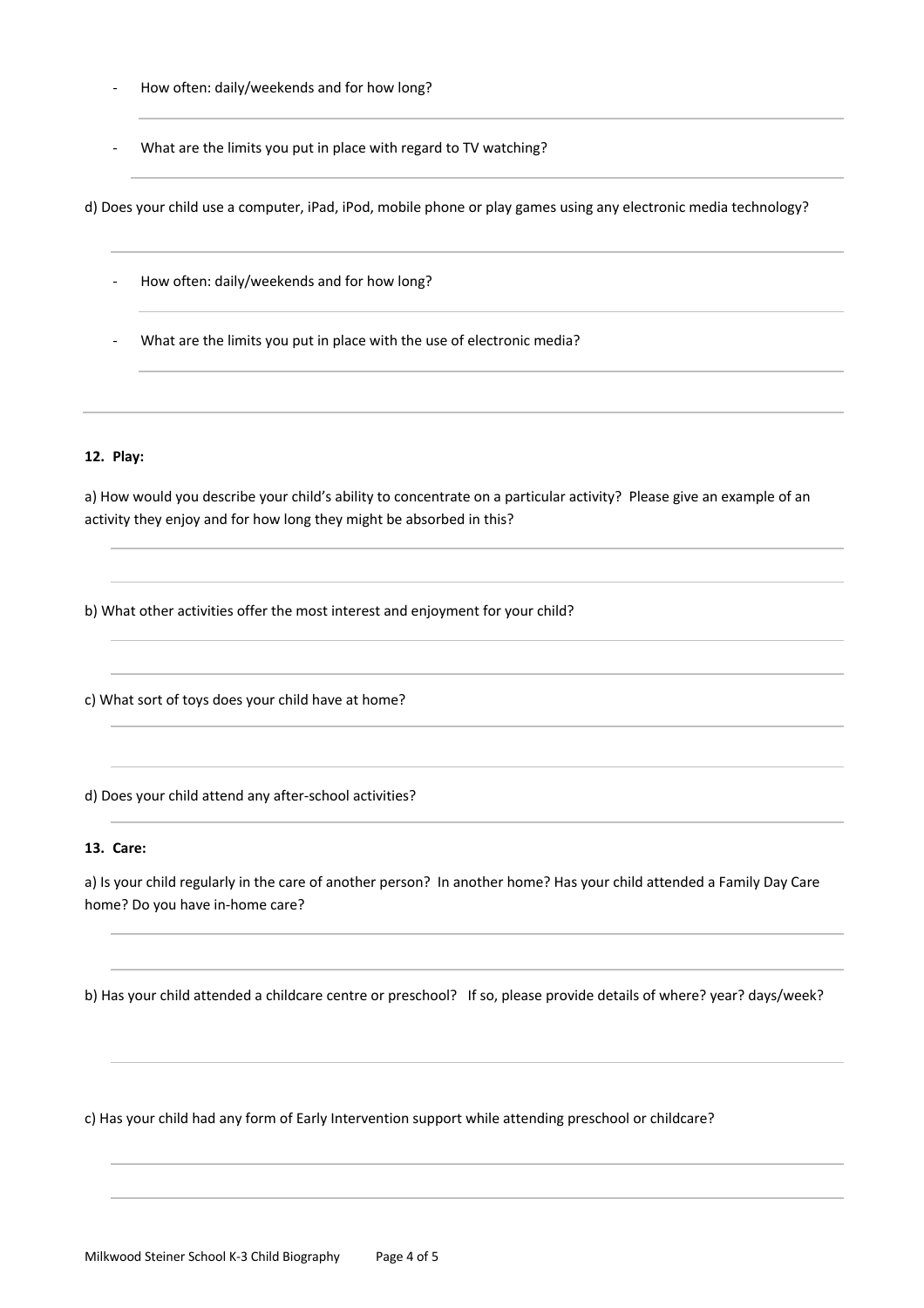- How often: daily/weekends and for how long?
- What are the limits you put in place with regard to TV watching?

d) Does your child use a computer, iPad, iPod, mobile phone or play games using any electronic media technology?

- How often: daily/weekends and for how long?
- What are the limits you put in place with the use of electronic media?

**12. Play:**

a) How would you describe your child's ability to concentrate on a particular activity? Please give an example of an activity they enjoy and for how long they might be absorbed in this?

b) What other activities offer the most interest and enjoyment for your child?

c) What sort of toys does your child have at home?

d) Does your child attend any after-school activities?

**13. Care:**

a) Is your child regularly in the care of another person? In another home? Has your child attended a Family Day Care home? Do you have in-home care?

b) Has your child attended a childcare centre or preschool? If so, please provide details of where? year? days/week?

c) Has your child had any form of Early Intervention support while attending preschool or childcare?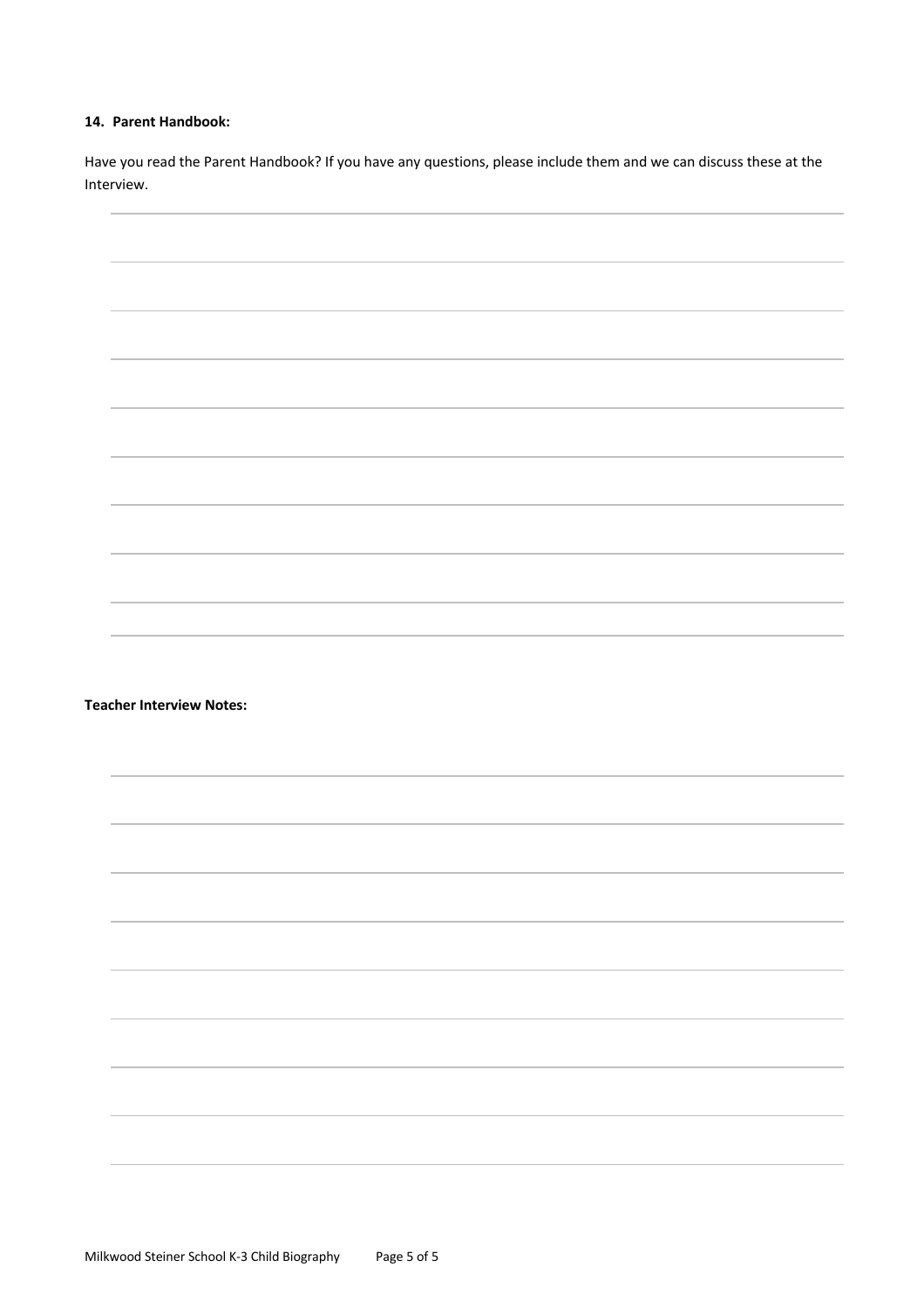**14. Parent Handbook:**

Have you read the Parent Handbook? If you have any questions, please include them and we can discuss these at the Interview.

**Teacher Interview Notes:**